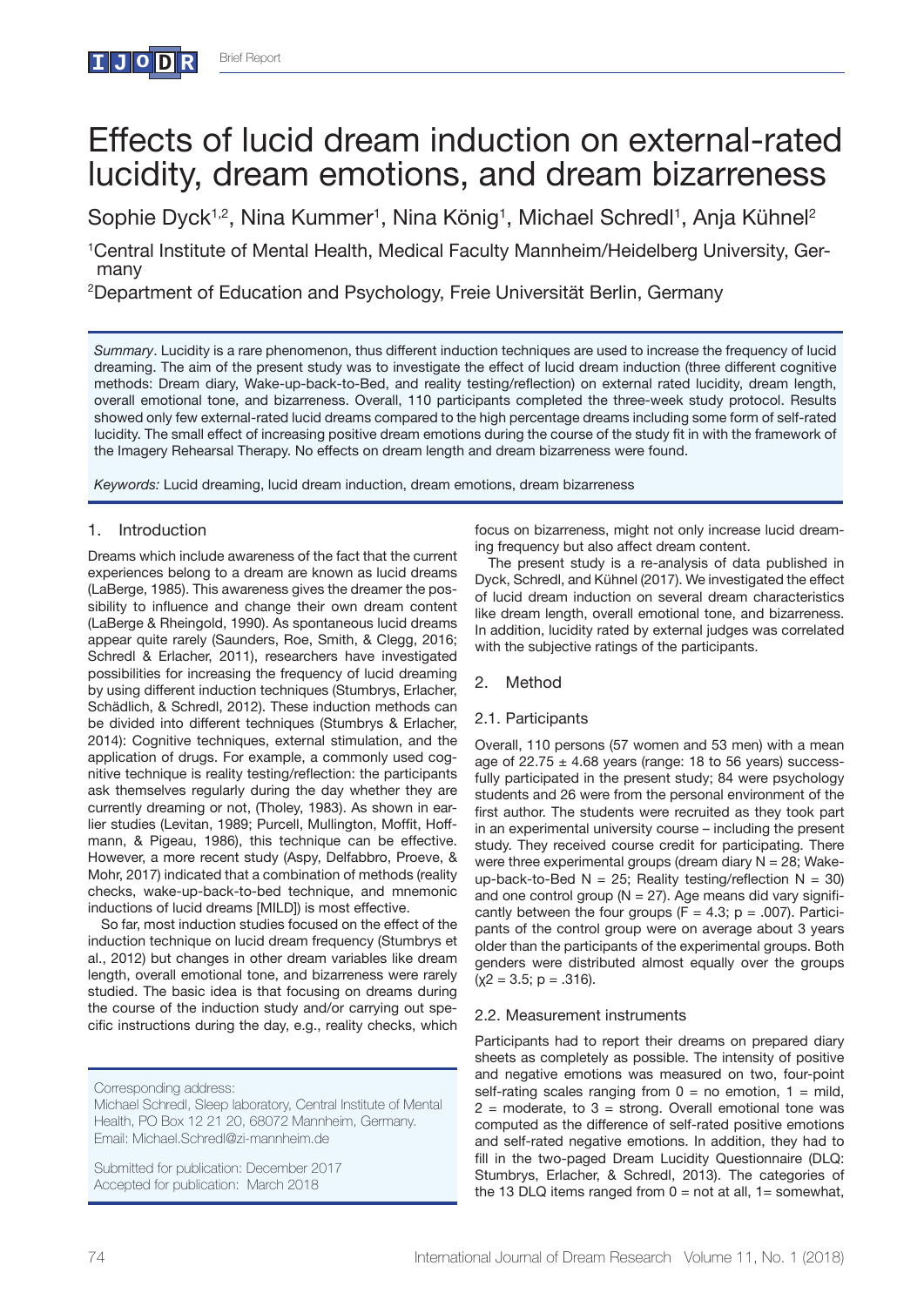# Effects of lucid dream induction on external-rated lucidity, dream emotions, and dream bizarreness

Sophie Dyck[1,2], Nina Kummer[1], Nina König[1], Michael Schredl[1], Anja Kühnel[2]

[1]Central Institute of Mental Health, Medical Faculty Mannheim/Heidelberg University, Germany

[2]Department of Education and Psychology, Freie Universität Berlin, Germany

*Summary*. Lucidity is a rare phenomenon, thus different induction techniques are used to increase the frequency of lucid dreaming. The aim of the present study was to investigate the effect of lucid dream induction (three different cognitive methods: Dream diary, Wake-up-back-to-Bed, and reality testing/reflection) on external rated lucidity, dream length, overall emotional tone, and bizarreness. Overall, 110 participants completed the three-week study protocol. Results showed only few external-rated lucid dreams compared to the high percentage dreams including some form of self-rated lucidity. The small effect of increasing positive dream emotions during the course of the study fit in with the framework of the Imagery Rehearsal Therapy. No effects on dream length and dream bizarreness were found.

*Keywords:* Lucid dreaming, lucid dream induction, dream emotions, dream bizarreness

## 1. Introduction

Dreams which include awareness of the fact that the current experiences belong to a dream are known as lucid dreams (LaBerge, 1985). This awareness gives the dreamer the possibility to influence and change their own dream content (LaBerge & Rheingold, 1990). As spontaneous lucid dreams appear quite rarely (Saunders, Roe, Smith, & Clegg, 2016; Schredl & Erlacher, 2011), researchers have investigated possibilities for increasing the frequency of lucid dreaming by using different induction techniques (Stumbrys, Erlacher, Schädlich, & Schredl, 2012). These induction methods can be divided into different techniques (Stumbrys & Erlacher, 2014): Cognitive techniques, external stimulation, and the application of drugs. For example, a commonly used cognitive technique is reality testing/reflection: the participants ask themselves regularly during the day whether they are currently dreaming or not, (Tholey, 1983). As shown in earlier studies (Levitan, 1989; Purcell, Mullington, Moffit, Hoffmann, & Pigeau, 1986), this technique can be effective. However, a more recent study (Aspy, Delfabbro, Proeve, & Mohr, 2017) indicated that a combination of methods (reality checks, wake-up-back-to-bed technique, and mnemonic inductions of lucid dreams [MILD]) is most effective.

So far, most induction studies focused on the effect of the induction technique on lucid dream frequency (Stumbrys et al., 2012) but changes in other dream variables like dream length, overall emotional tone, and bizarreness were rarely studied. The basic idea is that focusing on dreams during the course of the induction study and/or carrying out specific instructions during the day, e.g., reality checks, which focus on bizarreness, might not only increase lucid dreaming frequency but also affect dream content.

The present study is a re-analysis of data published in Dyck, Schredl, and Kühnel (2017). We investigated the effect of lucid dream induction on several dream characteristics like dream length, overall emotional tone, and bizarreness. In addition, lucidity rated by external judges was correlated with the subjective ratings of the participants.

Corresponding address:
Michael Schredl, Sleep laboratory, Central Institute of Mental Health, PO Box 12 21 20, 68072 Mannheim, Germany.
Email: Michael.Schredl@zi-mannheim.de

Submitted for publication: December 2017
Accepted for publication: March 2018

## 2. Method

### 2.1. Participants

Overall, 110 persons (57 women and 53 men) with a mean age of 22.75 ± 4.68 years (range: 18 to 56 years) successfully participated in the present study; 84 were psychology students and 26 were from the personal environment of the first author. The students were recruited as they took part in an experimental university course – including the present study. They received course credit for participating. There were three experimental groups (dream diary N = 28; Wake-up-back-to-Bed N = 25; Reality testing/reflection N = 30) and one control group (N = 27). Age means did vary significantly between the four groups ($F = 4.3$; $p = .007$). Participants of the control group were on average about 3 years older than the participants of the experimental groups. Both genders were distributed almost equally over the groups ($\chi^2 = 3.5$; $p = .316$).

### 2.2. Measurement instruments

Participants had to report their dreams on prepared diary sheets as completely as possible. The intensity of positive and negative emotions was measured on two, four-point self-rating scales ranging from 0 = no emotion, 1 = mild, 2 = moderate, to 3 = strong. Overall emotional tone was computed as the difference of self-rated positive emotions and self-rated negative emotions. In addition, they had to fill in the two-paged Dream Lucidity Questionnaire (DLQ: Stumbrys, Erlacher, & Schredl, 2013). The categories of the 13 DLQ items ranged from 0 = not at all, 1= somewhat,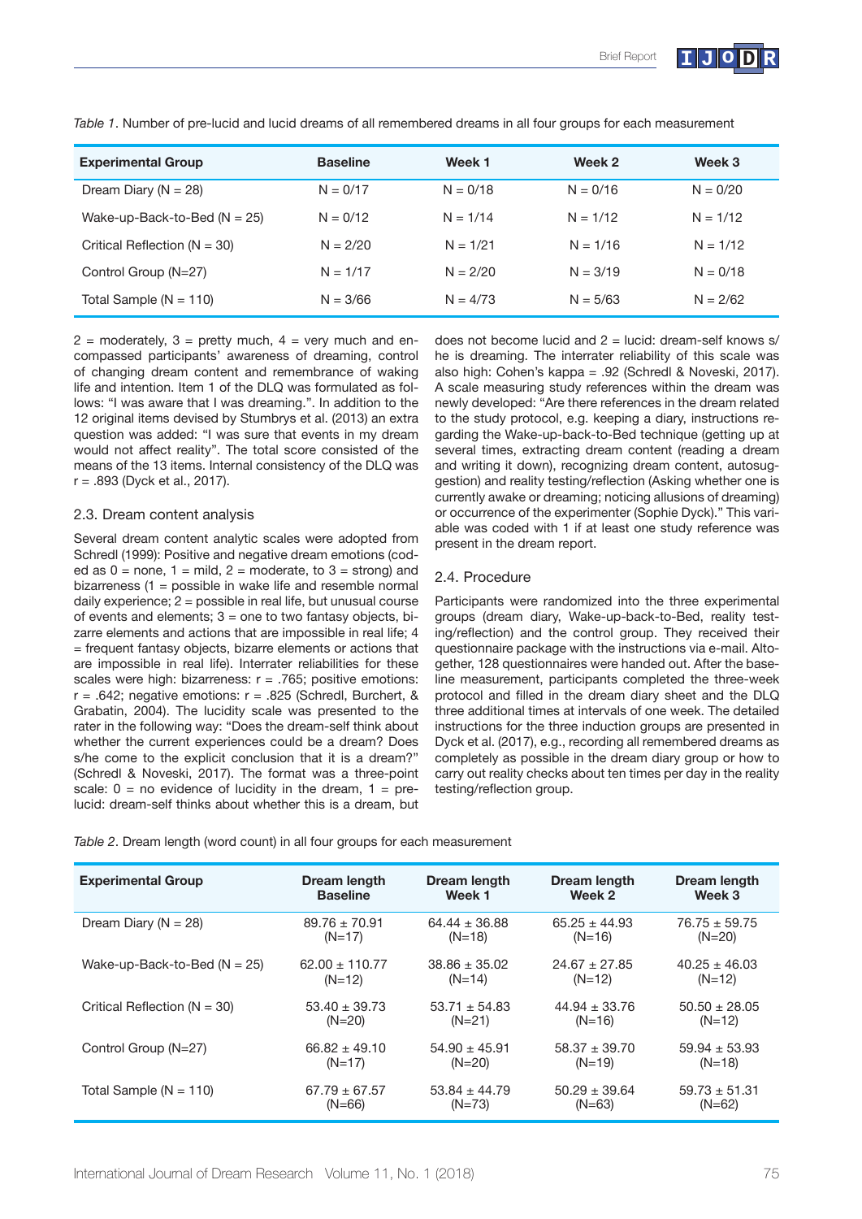*Table 1*. Number of pre-lucid and lucid dreams of all remembered dreams in all four groups for each measurement

| Experimental Group | Baseline | Week 1 | Week 2 | Week 3 |
|---|---|---|---|---|
| Dream Diary (N = 28) | N = 0/17 | N = 0/18 | N = 0/16 | N = 0/20 |
| Wake-up-Back-to-Bed (N = 25) | N = 0/12 | N = 1/14 | N = 1/12 | N = 1/12 |
| Critical Reflection (N = 30) | N = 2/20 | N = 1/21 | N = 1/16 | N = 1/12 |
| Control Group (N=27) | N = 1/17 | N = 2/20 | N = 3/19 | N = 0/18 |
| Total Sample (N = 110) | N = 3/66 | N = 4/73 | N = 5/63 | N = 2/62 |

2 = moderately, 3 = pretty much, 4 = very much and encompassed participants' awareness of dreaming, control of changing dream content and remembrance of waking life and intention. Item 1 of the DLQ was formulated as follows: "I was aware that I was dreaming.". In addition to the 12 original items devised by Stumbrys et al. (2013) an extra question was added: "I was sure that events in my dream would not affect reality". The total score consisted of the means of the 13 items. Internal consistency of the DLQ was r = .893 (Dyck et al., 2017).

## 2.3. Dream content analysis

Several dream content analytic scales were adopted from Schredl (1999): Positive and negative dream emotions (coded as 0 = none, 1 = mild, 2 = moderate, to 3 = strong) and bizarreness (1 = possible in wake life and resemble normal daily experience; 2 = possible in real life, but unusual course of events and elements; 3 = one to two fantasy objects, bizarre elements and actions that are impossible in real life; 4 = frequent fantasy objects, bizarre elements or actions that are impossible in real life). Interrater reliabilities for these scales were high: bizarreness: r = .765; positive emotions: r = .642; negative emotions: r = .825 (Schredl, Burchert, & Grabatin, 2004). The lucidity scale was presented to the rater in the following way: "Does the dream-self think about whether the current experiences could be a dream? Does s/he come to the explicit conclusion that it is a dream?" (Schredl & Noveski, 2017). The format was a three-point scale: 0 = no evidence of lucidity in the dream, 1 = pre-lucid: dream-self thinks about whether this is a dream, but does not become lucid and 2 = lucid: dream-self knows s/he is dreaming. The interrater reliability of this scale was also high: Cohen's kappa = .92 (Schredl & Noveski, 2017). A scale measuring study references within the dream was newly developed: "Are there references in the dream related to the study protocol, e.g. keeping a diary, instructions regarding the Wake-up-back-to-Bed technique (getting up at several times, extracting dream content (reading a dream and writing it down), recognizing dream content, autosuggestion) and reality testing/reflection (Asking whether one is currently awake or dreaming; noticing allusions of dreaming) or occurrence of the experimenter (Sophie Dyck)." This variable was coded with 1 if at least one study reference was present in the dream report.

## 2.4. Procedure

Participants were randomized into the three experimental groups (dream diary, Wake-up-back-to-Bed, reality testing/reflection) and the control group. They received their questionnaire package with the instructions via e-mail. Altogether, 128 questionnaires were handed out. After the baseline measurement, participants completed the three-week protocol and filled in the dream diary sheet and the DLQ three additional times at intervals of one week. The detailed instructions for the three induction groups are presented in Dyck et al. (2017), e.g., recording all remembered dreams as completely as possible in the dream diary group or how to carry out reality checks about ten times per day in the reality testing/reflection group.

*Table 2*. Dream length (word count) in all four groups for each measurement

| Experimental Group | Dream length Baseline | Dream length Week 1 | Dream length Week 2 | Dream length Week 3 |
|---|---|---|---|---|
| Dream Diary (N = 28) | 89.76 ± 70.91 (N=17) | 64.44 ± 36.88 (N=18) | 65.25 ± 44.93 (N=16) | 76.75 ± 59.75 (N=20) |
| Wake-up-Back-to-Bed (N = 25) | 62.00 ± 110.77 (N=12) | 38.86 ± 35.02 (N=14) | 24.67 ± 27.85 (N=12) | 40.25 ± 46.03 (N=12) |
| Critical Reflection (N = 30) | 53.40 ± 39.73 (N=20) | 53.71 ± 54.83 (N=21) | 44.94 ± 33.76 (N=16) | 50.50 ± 28.05 (N=12) |
| Control Group (N=27) | 66.82 ± 49.10 (N=17) | 54.90 ± 45.91 (N=20) | 58.37 ± 39.70 (N=19) | 59.94 ± 53.93 (N=18) |
| Total Sample (N = 110) | 67.79 ± 67.57 (N=66) | 53.84 ± 44.79 (N=73) | 50.29 ± 39.64 (N=63) | 59.73 ± 51.31 (N=62) |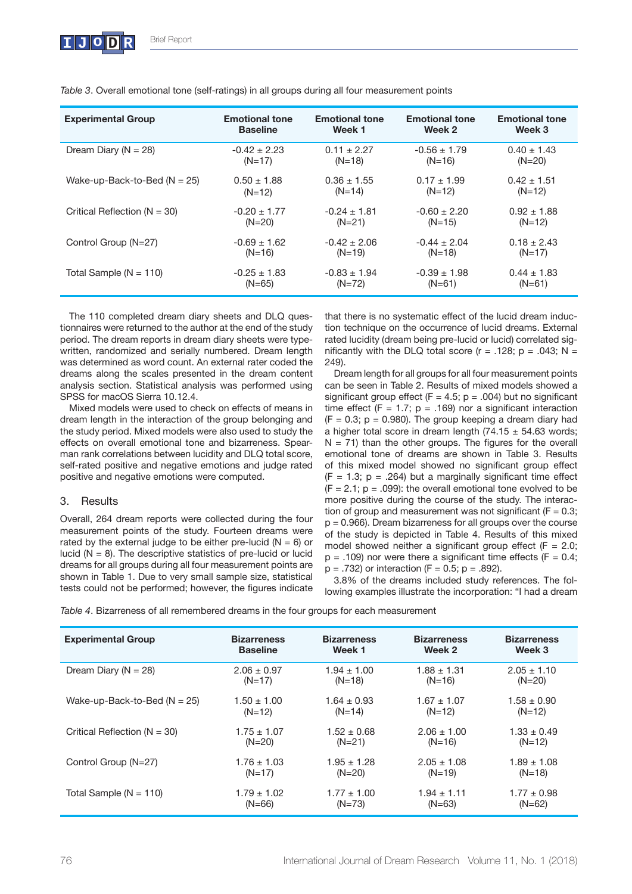*Table 3*. Overall emotional tone (self-ratings) in all groups during all four measurement points

| Experimental Group | Emotional tone Baseline | Emotional tone Week 1 | Emotional tone Week 2 | Emotional tone Week 3 |
|---|---|---|---|---|
| Dream Diary (N = 28) | -0.42 ± 2.23 (N=17) | 0.11 ± 2.27 (N=18) | -0.56 ± 1.79 (N=16) | 0.40 ± 1.43 (N=20) |
| Wake-up-Back-to-Bed (N = 25) | 0.50 ± 1.88 (N=12) | 0.36 ± 1.55 (N=14) | 0.17 ± 1.99 (N=12) | 0.42 ± 1.51 (N=12) |
| Critical Reflection (N = 30) | -0.20 ± 1.77 (N=20) | -0.24 ± 1.81 (N=21) | -0.60 ± 2.20 (N=15) | 0.92 ± 1.88 (N=12) |
| Control Group (N=27) | -0.69 ± 1.62 (N=16) | -0.42 ± 2.06 (N=19) | -0.44 ± 2.04 (N=18) | 0.18 ± 2.43 (N=17) |
| Total Sample (N = 110) | -0.25 ± 1.83 (N=65) | -0.83 ± 1.94 (N=72) | -0.39 ± 1.98 (N=61) | 0.44 ± 1.83 (N=61) |

The 110 completed dream diary sheets and DLQ questionnaires were returned to the author at the end of the study period. The dream reports in dream diary sheets were typewritten, randomized and serially numbered. Dream length was determined as word count. An external rater coded the dreams along the scales presented in the dream content analysis section. Statistical analysis was performed using SPSS for macOS Sierra 10.12.4.

Mixed models were used to check on effects of means in dream length in the interaction of the group belonging and the study period. Mixed models were also used to study the effects on overall emotional tone and bizarreness. Spearman rank correlations between lucidity and DLQ total score, self-rated positive and negative emotions and judge rated positive and negative emotions were computed.

## 3. Results

Overall, 264 dream reports were collected during the four measurement points of the study. Fourteen dreams were rated by the external judge to be either pre-lucid (N = 6) or lucid (N = 8). The descriptive statistics of pre-lucid or lucid dreams for all groups during all four measurement points are shown in Table 1. Due to very small sample size, statistical tests could not be performed; however, the figures indicate that there is no systematic effect of the lucid dream induction technique on the occurrence of lucid dreams. External rated lucidity (dream being pre-lucid or lucid) correlated significantly with the DLQ total score ($r = .128$; $p = .043$; $N = 249$).

Dream length for all groups for all four measurement points can be seen in Table 2. Results of mixed models showed a significant group effect ($F = 4.5$; $p = .004$) but no significant time effect ($F = 1.7$; $p = .169$) nor a significant interaction ($F = 0.3$; $p = 0.980$). The group keeping a dream diary had a higher total score in dream length (74.15 ± 54.63 words; N = 71) than the other groups. The figures for the overall emotional tone of dreams are shown in Table 3. Results of this mixed model showed no significant group effect ($F = 1.3$; $p = .264$) but a marginally significant time effect ($F = 2.1$; $p = .099$): the overall emotional tone evolved to be more positive during the course of the study. The interaction of group and measurement was not significant ($F = 0.3$; $p = 0.966$). Dream bizarreness for all groups over the course of the study is depicted in Table 4. Results of this mixed model showed neither a significant group effect ($F = 2.0$; $p = .109$) nor were there a significant time effects ($F = 0.4$; $p = .732$) or interaction ($F = 0.5$; $p = .892$).

3.8% of the dreams included study references. The following examples illustrate the incorporation: "I had a dream

*Table 4*. Bizarreness of all remembered dreams in the four groups for each measurement

| Experimental Group | Bizarreness Baseline | Bizarreness Week 1 | Bizarreness Week 2 | Bizarreness Week 3 |
|---|---|---|---|---|
| Dream Diary (N = 28) | 2.06 ± 0.97 (N=17) | 1.94 ± 1.00 (N=18) | 1.88 ± 1.31 (N=16) | 2.05 ± 1.10 (N=20) |
| Wake-up-Back-to-Bed (N = 25) | 1.50 ± 1.00 (N=12) | 1.64 ± 0.93 (N=14) | 1.67 ± 1.07 (N=12) | 1.58 ± 0.90 (N=12) |
| Critical Reflection (N = 30) | 1.75 ± 1.07 (N=20) | 1.52 ± 0.68 (N=21) | 2.06 ± 1.00 (N=16) | 1.33 ± 0.49 (N=12) |
| Control Group (N=27) | 1.76 ± 1.03 (N=17) | 1.95 ± 1.28 (N=20) | 2.05 ± 1.08 (N=19) | 1.89 ± 1.08 (N=18) |
| Total Sample (N = 110) | 1.79 ± 1.02 (N=66) | 1.77 ± 1.00 (N=73) | 1.94 ± 1.11 (N=63) | 1.77 ± 0.98 (N=62) |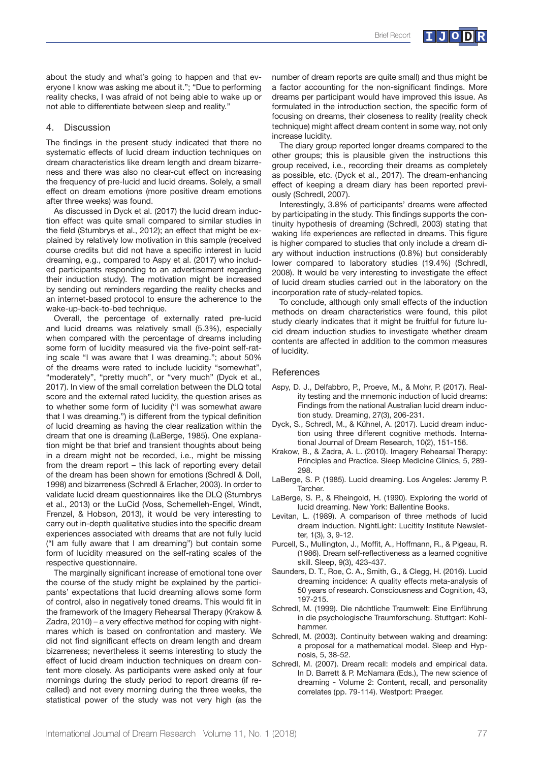about the study and what's going to happen and that everyone I know was asking me about it."; "Due to performing reality checks, I was afraid of not being able to wake up or not able to differentiate between sleep and reality."

## 4. Discussion

The findings in the present study indicated that there no systematic effects of lucid dream induction techniques on dream characteristics like dream length and dream bizarreness and there was also no clear-cut effect on increasing the frequency of pre-lucid and lucid dreams. Solely, a small effect on dream emotions (more positive dream emotions after three weeks) was found.

As discussed in Dyck et al. (2017) the lucid dream induction effect was quite small compared to similar studies in the field (Stumbrys et al., 2012); an effect that might be explained by relatively low motivation in this sample (received course credits but did not have a specific interest in lucid dreaming, e.g., compared to Aspy et al. (2017) who included participants responding to an advertisement regarding their induction study). The motivation might be increased by sending out reminders regarding the reality checks and an internet-based protocol to ensure the adherence to the wake-up-back-to-bed technique.

Overall, the percentage of externally rated pre-lucid and lucid dreams was relatively small (5.3%), especially when compared with the percentage of dreams including some form of lucidity measured via the five-point self-rating scale "I was aware that I was dreaming."; about 50% of the dreams were rated to include lucidity "somewhat", "moderately", "pretty much", or "very much" (Dyck et al., 2017). In view of the small correlation between the DLQ total score and the external rated lucidity, the question arises as to whether some form of lucidity ("I was somewhat aware that I was dreaming.") is different from the typical definition of lucid dreaming as having the clear realization within the dream that one is dreaming (LaBerge, 1985). One explanation might be that brief and transient thoughts about being in a dream might not be recorded, i.e., might be missing from the dream report – this lack of reporting every detail of the dream has been shown for emotions (Schredl & Doll, 1998) and bizarreness (Schredl & Erlacher, 2003). In order to validate lucid dream questionnaires like the DLQ (Stumbrys et al., 2013) or the LuCid (Voss, Schemelleh-Engel, Windt, Frenzel, & Hobson, 2013), it would be very interesting to carry out in-depth qualitative studies into the specific dream experiences associated with dreams that are not fully lucid ("I am fully aware that I am dreaming") but contain some form of lucidity measured on the self-rating scales of the respective questionnaire.

The marginally significant increase of emotional tone over the course of the study might be explained by the participants' expectations that lucid dreaming allows some form of control, also in negatively toned dreams. This would fit in the framework of the Imagery Rehearsal Therapy (Krakow & Zadra, 2010) – a very effective method for coping with nightmares which is based on confrontation and mastery. We did not find significant effects on dream length and dream bizarreness; nevertheless it seems interesting to study the effect of lucid dream induction techniques on dream content more closely. As participants were asked only at four mornings during the study period to report dreams (if recalled) and not every morning during the three weeks, the statistical power of the study was not very high (as the number of dream reports are quite small) and thus might be a factor accounting for the non-significant findings. More dreams per participant would have improved this issue. As formulated in the introduction section, the specific form of focusing on dreams, their closeness to reality (reality check technique) might affect dream content in some way, not only increase lucidity.

The diary group reported longer dreams compared to the other groups; this is plausible given the instructions this group received, i.e., recording their dreams as completely as possible, etc. (Dyck et al., 2017). The dream-enhancing effect of keeping a dream diary has been reported previously (Schredl, 2007).

Interestingly, 3.8% of participants' dreams were affected by participating in the study. This findings supports the continuity hypothesis of dreaming (Schredl, 2003) stating that waking life experiences are reflected in dreams. This figure is higher compared to studies that only include a dream diary without induction instructions (0.8%) but considerably lower compared to laboratory studies (19.4%) (Schredl, 2008). It would be very interesting to investigate the effect of lucid dream studies carried out in the laboratory on the incorporation rate of study-related topics.

To conclude, although only small effects of the induction methods on dream characteristics were found, this pilot study clearly indicates that it might be fruitful for future lucid dream induction studies to investigate whether dream contents are affected in addition to the common measures of lucidity.

## References

- Aspy, D. J., Delfabbro, P., Proeve, M., & Mohr, P. (2017). Reality testing and the mnemonic induction of lucid dreams: Findings from the national Australian lucid dream induction study. Dreaming, 27(3), 206-231.
- Dyck, S., Schredl, M., & Kühnel, A. (2017). Lucid dream induction using three different cognitive methods. International Journal of Dream Research, 10(2), 151-156.
- Krakow, B., & Zadra, A. L. (2010). Imagery Rehearsal Therapy: Principles and Practice. Sleep Medicine Clinics, 5, 289-298.
- LaBerge, S. P. (1985). Lucid dreaming. Los Angeles: Jeremy P. Tarcher.
- LaBerge, S. P., & Rheingold, H. (1990). Exploring the world of lucid dreaming. New York: Ballentine Books.
- Levitan, L. (1989). A comparison of three methods of lucid dream induction. NightLight: Lucitity Institute Newsletter, 1(3), 3, 9-12.
- Purcell, S., Mullington, J., Moffit, A., Hoffmann, R., & Pigeau, R. (1986). Dream self-reflectiveness as a learned cognitive skill. Sleep, 9(3), 423-437.
- Saunders, D. T., Roe, C. A., Smith, G., & Clegg, H. (2016). Lucid dreaming incidence: A quality effects meta-analysis of 50 years of research. Consciousness and Cognition, 43, 197-215.
- Schredl, M. (1999). Die nächtliche Traumwelt: Eine Einführung in die psychologische Traumforschung. Stuttgart: Kohlhammer.
- Schredl, M. (2003). Continuity between waking and dreaming: a proposal for a mathematical model. Sleep and Hypnosis, 5, 38-52.
- Schredl, M. (2007). Dream recall: models and empirical data. In D. Barrett & P. McNamara (Eds.), The new science of dreaming - Volume 2: Content, recall, and personality correlates (pp. 79-114). Westport: Praeger.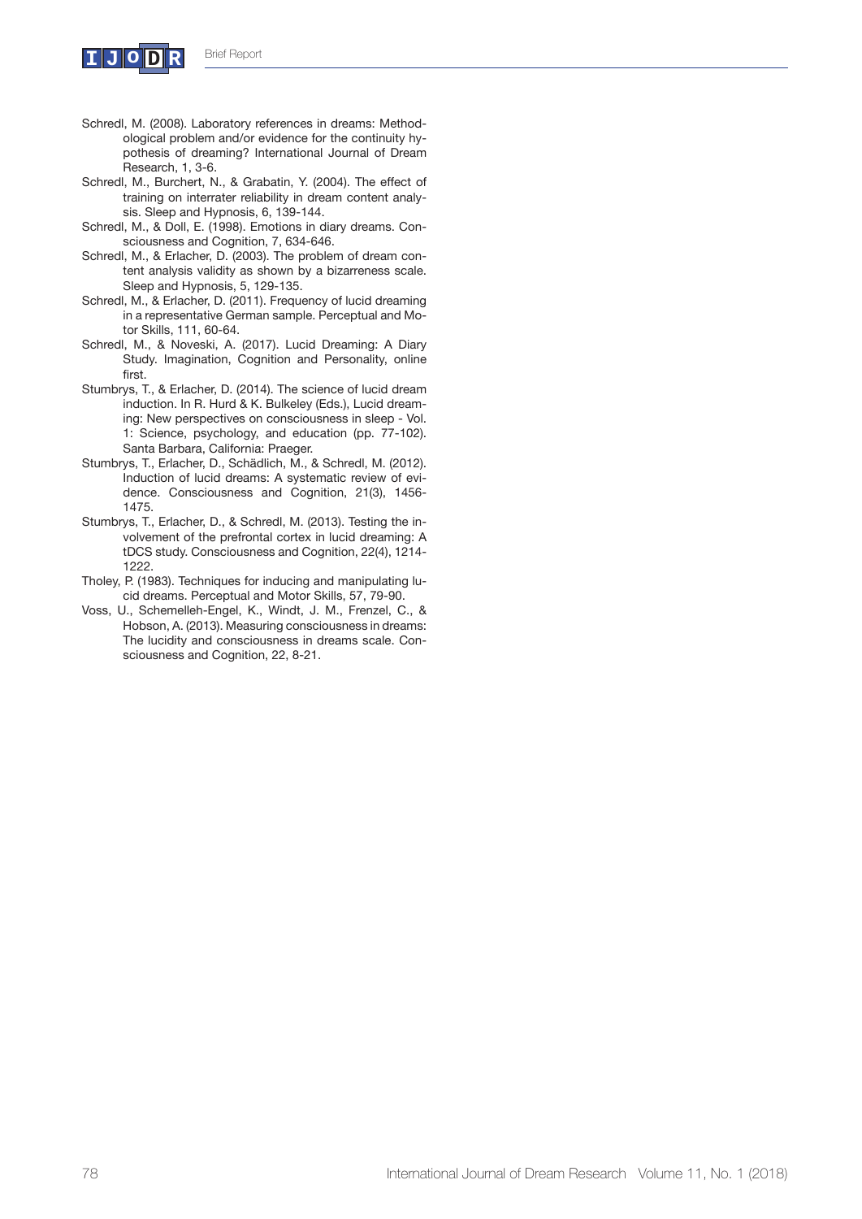Schredl, M. (2008). Laboratory references in dreams: Methodological problem and/or evidence for the continuity hypothesis of dreaming? International Journal of Dream Research, 1, 3-6.

Schredl, M., Burchert, N., & Grabatin, Y. (2004). The effect of training on interrater reliability in dream content analysis. Sleep and Hypnosis, 6, 139-144.

Schredl, M., & Doll, E. (1998). Emotions in diary dreams. Consciousness and Cognition, 7, 634-646.

Schredl, M., & Erlacher, D. (2003). The problem of dream content analysis validity as shown by a bizarreness scale. Sleep and Hypnosis, 5, 129-135.

Schredl, M., & Erlacher, D. (2011). Frequency of lucid dreaming in a representative German sample. Perceptual and Motor Skills, 111, 60-64.

Schredl, M., & Noveski, A. (2017). Lucid Dreaming: A Diary Study. Imagination, Cognition and Personality, online first.

Stumbrys, T., & Erlacher, D. (2014). The science of lucid dream induction. In R. Hurd & K. Bulkeley (Eds.), Lucid dreaming: New perspectives on consciousness in sleep - Vol. 1: Science, psychology, and education (pp. 77-102). Santa Barbara, California: Praeger.

Stumbrys, T., Erlacher, D., Schädlich, M., & Schredl, M. (2012). Induction of lucid dreams: A systematic review of evidence. Consciousness and Cognition, 21(3), 1456-1475.

Stumbrys, T., Erlacher, D., & Schredl, M. (2013). Testing the involvement of the prefrontal cortex in lucid dreaming: A tDCS study. Consciousness and Cognition, 22(4), 1214-1222.

Tholey, P. (1983). Techniques for inducing and manipulating lucid dreams. Perceptual and Motor Skills, 57, 79-90.

Voss, U., Schemelleh-Engel, K., Windt, J. M., Frenzel, C., & Hobson, A. (2013). Measuring consciousness in dreams: The lucidity and consciousness in dreams scale. Consciousness and Cognition, 22, 8-21.